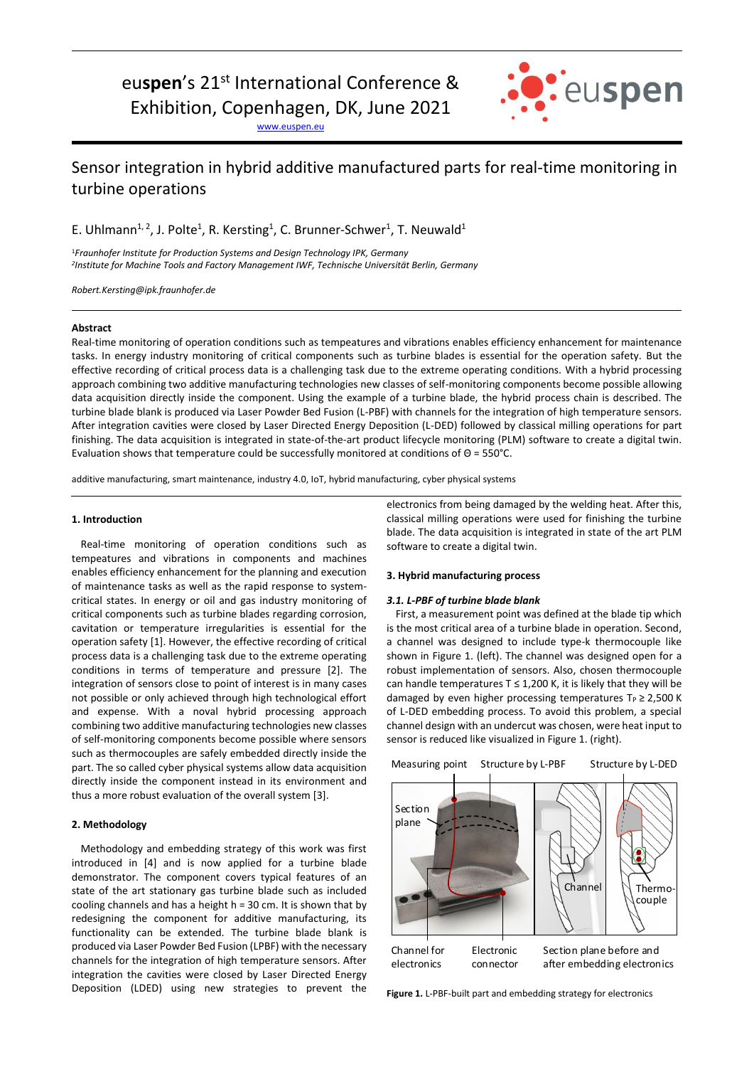euspen's 21st International Conference & Exhibition, Copenhagen, DK, June 2021

www.euspen.eu

# Sensor integration in hybrid additive manufactured parts for real-time monitoring in turbine operations

E. Uhlmann[1, 2], J. Polte[1], R. Kersting[1], C. Brunner-Schwer[1], T. Neuwald[1]

[1]*Fraunhofer Institute for Production Systems and Design Technology IPK, Germany*
[2]*Institute for Machine Tools and Factory Management IWF, Technische Universität Berlin, Germany*

*Robert.Kersting@ipk.fraunhofer.de*

**Abstract**

Real-time monitoring of operation conditions such as tempeatures and vibrations enables efficiency enhancement for maintenance tasks. In energy industry monitoring of critical components such as turbine blades is essential for the operation safety. But the effective recording of critical process data is a challenging task due to the extreme operating conditions. With a hybrid processing approach combining two additive manufacturing technologies new classes of self-monitoring components become possible allowing data acquisition directly inside the component. Using the example of a turbine blade, the hybrid process chain is described. The turbine blade blank is produced via Laser Powder Bed Fusion (L-PBF) with channels for the integration of high temperature sensors. After integration cavities were closed by Laser Directed Energy Deposition (L-DED) followed by classical milling operations for part finishing. The data acquisition is integrated in state-of-the-art product lifecycle monitoring (PLM) software to create a digital twin. Evaluation shows that temperature could be successfully monitored at conditions of $\Theta$ = 550°C.

additive manufacturing, smart maintenance, industry 4.0, IoT, hybrid manufacturing, cyber physical systems

## 1. Introduction

Real-time monitoring of operation conditions such as tempeatures and vibrations in components and machines enables efficiency enhancement for the planning and execution of maintenance tasks as well as the rapid response to system-critical states. In energy or oil and gas industry monitoring of critical components such as turbine blades regarding corrosion, cavitation or temperature irregularities is essential for the operation safety [1]. However, the effective recording of critical process data is a challenging task due to the extreme operating conditions in terms of temperature and pressure [2]. The integration of sensors close to point of interest is in many cases not possible or only achieved through high technological effort and expense. With a noval hybrid processing approach combining two additive manufacturing technologies new classes of self-monitoring components become possible where sensors such as thermocouples are safely embedded directly inside the part. The so called cyber physical systems allow data acquisition directly inside the component instead in its environment and thus a more robust evaluation of the overall system [3].

## 2. Methodology

Methodology and embedding strategy of this work was first introduced in [4] and is now applied for a turbine blade demonstrator. The component covers typical features of an state of the art stationary gas turbine blade such as included cooling channels and has a height h = 30 cm. It is shown that by redesigning the component for additive manufacturing, its functionality can be extended. The turbine blade blank is produced via Laser Powder Bed Fusion (LPBF) with the necessary channels for the integration of high temperature sensors. After integration the cavities were closed by Laser Directed Energy Deposition (LDED) using new strategies to prevent the electronics from being damaged by the welding heat. After this, classical milling operations were used for finishing the turbine blade. The data acquisition is integrated in state of the art PLM software to create a digital twin.

## 3. Hybrid manufacturing process

### *3.1. L-PBF of turbine blade blank*

First, a measurement point was defined at the blade tip which is the most critical area of a turbine blade in operation. Second, a channel was designed to include type-k thermocouple like shown in Figure 1. (left). The channel was designed open for a robust implementation of sensors. Also, chosen thermocouple can handle temperatures T ≤ 1,200 K, it is likely that they will be damaged by even higher processing temperatures $T_P$ ≥ 2,500 K of L-DED embedding process. To avoid this problem, a special channel design with an undercut was chosen, were heat input to sensor is reduced like visualized in Figure 1. (right).

Measuring point | Structure by L-PBF | Structure by L-DED | Section plane | Channel | Thermo-couple | Channel for electronics | Electronic connector | Section plane before and after embedding electronics

**Figure 1.** L-PBF-built part and embedding strategy for electronics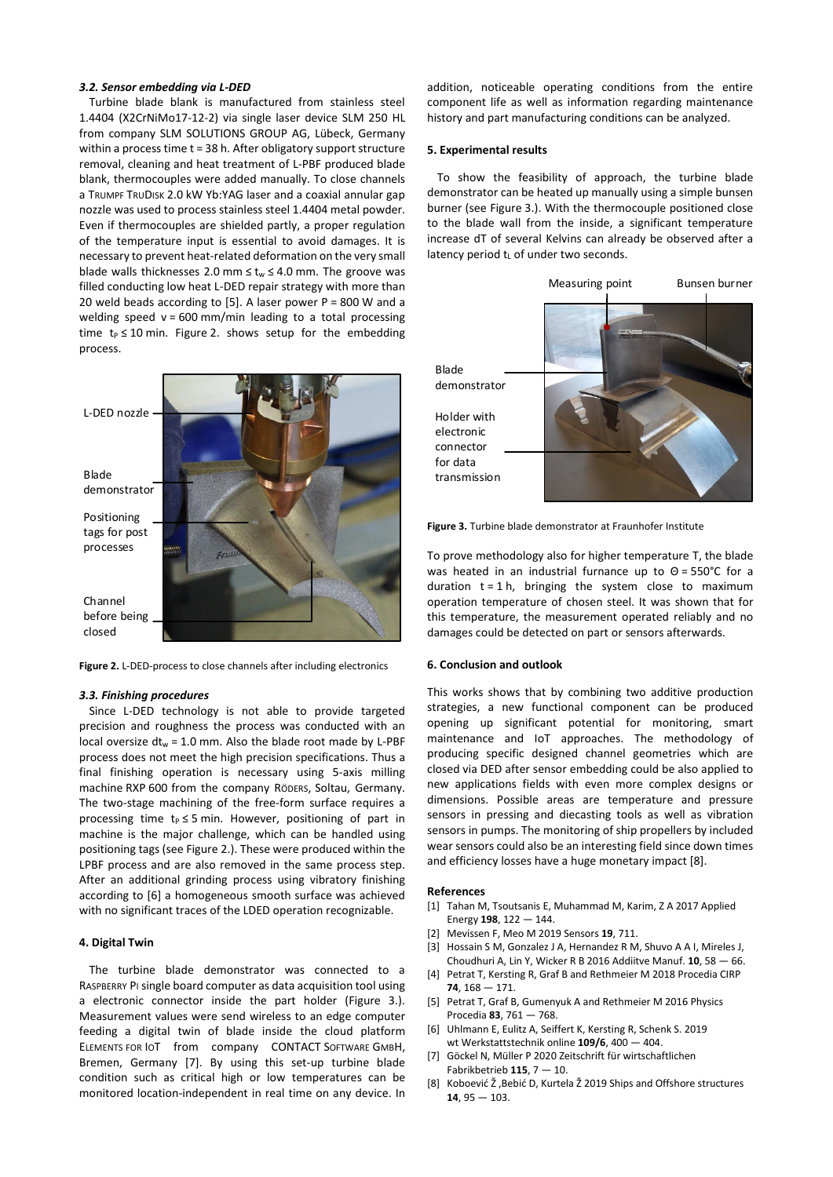### *3.2. Sensor embedding via L-DED*

Turbine blade blank is manufactured from stainless steel 1.4404 (X2CrNiMo17-12-2) via single laser device SLM 250 HL from company SLM SOLUTIONS GROUP AG, Lübeck, Germany within a process time t = 38 h. After obligatory support structure removal, cleaning and heat treatment of L-PBF produced blade blank, thermocouples were added manually. To close channels a TRUMPF TRUDISK 2.0 kW Yb:YAG laser and a coaxial annular gap nozzle was used to process stainless steel 1.4404 metal powder. Even if thermocouples are shielded partly, a proper regulation of the temperature input is essential to avoid damages. It is necessary to prevent heat-related deformation on the very small blade walls thicknesses $2.0\text{ mm} \leq t_w \leq 4.0\text{ mm}$. The groove was filled conducting low heat L-DED repair strategy with more than 20 weld beads according to [5]. A laser power P = 800 W and a welding speed v = 600 mm/min leading to a total processing time $t_P \leq 10$ min. Figure 2. shows setup for the embedding process.

L-DED nozzle

Blade demonstrator

Positioning tags for post processes

Channel before being closed

**Figure 2.** L-DED-process to close channels after including electronics

### *3.3. Finishing procedures*

Since L-DED technology is not able to provide targeted precision and roughness the process was conducted with an local oversize $dt_w = 1.0$ mm. Also the blade root made by L-PBF process does not meet the high precision specifications. Thus a final finishing operation is necessary using 5-axis milling machine RXP 600 from the company RÖDERS, Soltau, Germany. The two-stage machining of the free-form surface requires a processing time $t_P \leq 5$ min. However, positioning of part in machine is the major challenge, which can be handled using positioning tags (see Figure 2.). These were produced within the LPBF process and are also removed in the same process step. After an additional grinding process using vibratory finishing according to [6] a homogeneous smooth surface was achieved with no significant traces of the LDED operation recognizable.

## 4. Digital Twin

The turbine blade demonstrator was connected to a RASPBERRY PI single board computer as data acquisition tool using a electronic connector inside the part holder (Figure 3.). Measurement values were send wireless to an edge computer feeding a digital twin of blade inside the cloud platform ELEMENTS FOR IOT from company CONTACT SOFTWARE GMBH, Bremen, Germany [7]. By using this set-up turbine blade condition such as critical high or low temperatures can be monitored location-independent in real time on any device. In addition, noticeable operating conditions from the entire component life as well as information regarding maintenance history and part manufacturing conditions can be analyzed.

## 5. Experimental results

To show the feasibility of approach, the turbine blade demonstrator can be heated up manually using a simple bunsen burner (see Figure 3.). With the thermocouple positioned close to the blade wall from the inside, a significant temperature increase dT of several Kelvins can already be observed after a latency period $t_L$ of under two seconds.

Measuring point

Bunsen burner

Blade demonstrator

Holder with electronic connector for data transmission

**Figure 3.** Turbine blade demonstrator at Fraunhofer Institute

To prove methodology also for higher temperature T, the blade was heated in an industrial furnance up to $\Theta = 550°C$ for a duration t = 1 h, bringing the system close to maximum operation temperature of chosen steel. It was shown that for this temperature, the measurement operated reliably and no damages could be detected on part or sensors afterwards.

## 6. Conclusion and outlook

This works shows that by combining two additive production strategies, a new functional component can be produced opening up significant potential for monitoring, smart maintenance and IoT approaches. The methodology of producing specific designed channel geometries which are closed via DED after sensor embedding could be also applied to new applications fields with even more complex designs or dimensions. Possible areas are temperature and pressure sensors in pressing and diecasting tools as well as vibration sensors in pumps. The monitoring of ship propellers by included wear sensors could also be an interesting field since down times and efficiency losses have a huge monetary impact [8].

## References

[1] Tahan M, Tsoutsanis E, Muhammad M, Karim, Z A 2017 Applied Energy **198**, 122 — 144.

[2] Mevissen F, Meo M 2019 Sensors **19**, 711.

[3] Hossain S M, Gonzalez J A, Hernandez R M, Shuvo A A I, Mireles J, Choudhuri A, Lin Y, Wicker R B 2016 Addiitve Manuf. **10**, 58 — 66.

[4] Petrat T, Kersting R, Graf B and Rethmeier M 2018 Procedia CIRP **74**, 168 — 171.

[5] Petrat T, Graf B, Gumenyuk A and Rethmeier M 2016 Physics Procedia **83**, 761 — 768.

[6] Uhlmann E, Eulitz A, Seiffert K, Kersting R, Schenk S. 2019 wt Werkstattstechnik online **109/6**, 400 — 404.

[7] Göckel N, Müller P 2020 Zeitschrift für wirtschaftlichen Fabrikbetrieb **115**, 7 — 10.

[8] Koboević Ž ,Bebić D, Kurtela Ž 2019 Ships and Offshore structures **14**, 95 — 103.